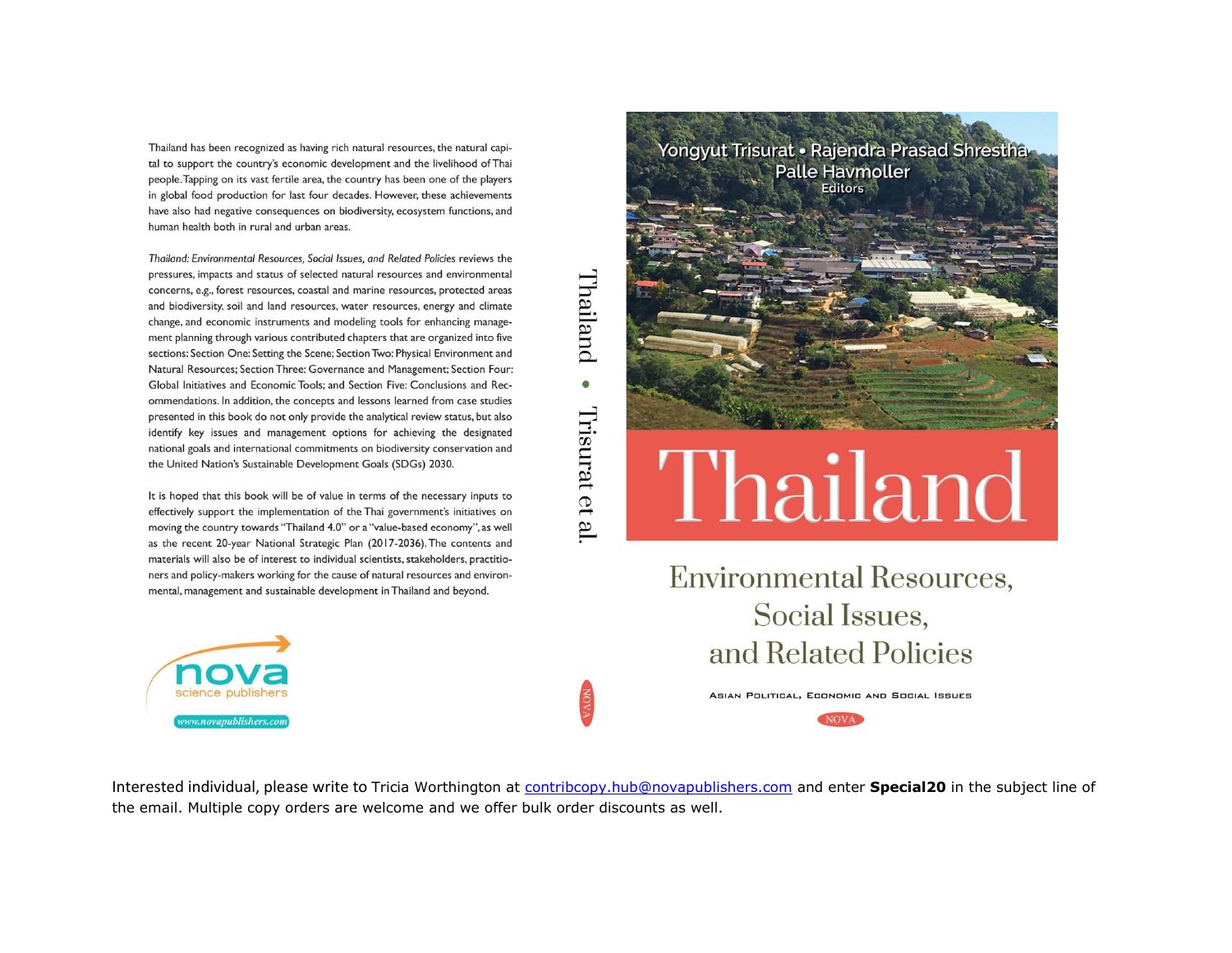Thailand has been recognized as having rich natural resources, the natural capital to support the country's economic development and the livelihood of Thai people. Tapping on its vast fertile area, the country has been one of the players in global food production for last four decades. However, these achievements have also had negative consequences on biodiversity, ecosystem functions, and human health both in rural and urban areas.

*Thailand: Environmental Resources, Social Issues, and Related Policies* reviews the pressures, impacts and status of selected natural resources and environmental concerns, e.g., forest resources, coastal and marine resources, protected areas and biodiversity, soil and land resources, water resources, energy and climate change, and economic instruments and modeling tools for enhancing management planning through various contributed chapters that are organized into five sections: Section One: Setting the Scene; Section Two: Physical Environment and Natural Resources; Section Three: Governance and Management; Section Four: Global Initiatives and Economic Tools; and Section Five: Conclusions and Recommendations. In addition, the concepts and lessons learned from case studies presented in this book do not only provide the analytical review status, but also identify key issues and management options for achieving the designated national goals and international commitments on biodiversity conservation and the United Nation's Sustainable Development Goals (SDGs) 2030.

It is hoped that this book will be of value in terms of the necessary inputs to effectively support the implementation of the Thai government's initiatives on moving the country towards "Thailand 4.0" or a "value-based economy", as well as the recent 20-year National Strategic Plan (2017-2036). The contents and materials will also be of interest to individual scientists, stakeholders, practitioners and policy-makers working for the cause of natural resources and environmental, management and sustainable development in Thailand and beyond.

nova science publishers

www.novapublishers.com

Thailand • Trisurat et al.

NOVA

Yongyut Trisurat • Rajendra Prasad Shrestha

Palle Havmoller

Editors

# Thailand

## Environmental Resources, Social Issues, and Related Policies

ASIAN POLITICAL, ECONOMIC AND SOCIAL ISSUES

NOVA

Interested individual, please write to Tricia Worthington at contribcopy.hub@novapublishers.com and enter **Special20** in the subject line of the email. Multiple copy orders are welcome and we offer bulk order discounts as well.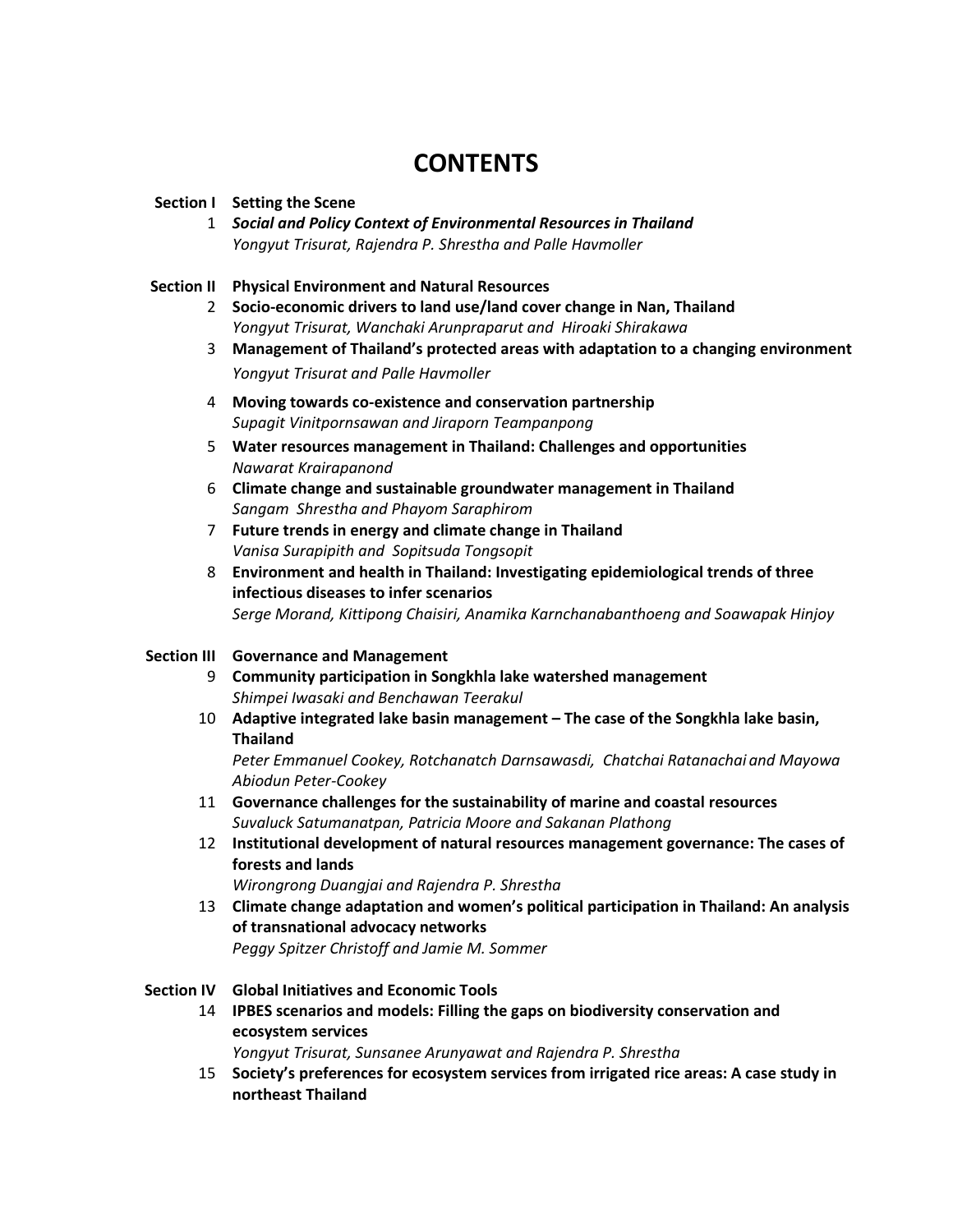# CONTENTS

**Section I Setting the Scene**

1 ***Social and Policy Context of Environmental Resources in Thailand***
*Yongyut Trisurat, Rajendra P. Shrestha and Palle Havmoller*

**Section II Physical Environment and Natural Resources**

2 **Socio-economic drivers to land use/land cover change in Nan, Thailand**
*Yongyut Trisurat, Wanchaki Arunpraparut and Hiroaki Shirakawa*

3 **Management of Thailand's protected areas with adaptation to a changing environment**
*Yongyut Trisurat and Palle Havmoller*

4 **Moving towards co-existence and conservation partnership**
*Supagit Vinitpornsawan and Jiraporn Teampanpong*

5 **Water resources management in Thailand: Challenges and opportunities**
*Nawarat Krairapanond*

6 **Climate change and sustainable groundwater management in Thailand**
*Sangam Shrestha and Phayom Saraphirom*

7 **Future trends in energy and climate change in Thailand**
*Vanisa Surapipith and Sopitsuda Tongsopit*

8 **Environment and health in Thailand: Investigating epidemiological trends of three infectious diseases to infer scenarios**
*Serge Morand, Kittipong Chaisiri, Anamika Karnchanabanthoeng and Soawapak Hinjoy*

**Section III Governance and Management**

9 **Community participation in Songkhla lake watershed management**
*Shimpei Iwasaki and Benchawan Teerakul*

10 **Adaptive integrated lake basin management – The case of the Songkhla lake basin, Thailand**
*Peter Emmanuel Cookey, Rotchanatch Darnsawasdi, Chatchai Ratanachai and Mayowa Abiodun Peter-Cookey*

11 **Governance challenges for the sustainability of marine and coastal resources**
*Suvaluck Satumanatpan, Patricia Moore and Sakanan Plathong*

12 **Institutional development of natural resources management governance: The cases of forests and lands**
*Wirongrong Duangjai and Rajendra P. Shrestha*

13 **Climate change adaptation and women's political participation in Thailand: An analysis of transnational advocacy networks**
*Peggy Spitzer Christoff and Jamie M. Sommer*

**Section IV Global Initiatives and Economic Tools**

14 **IPBES scenarios and models: Filling the gaps on biodiversity conservation and ecosystem services**
*Yongyut Trisurat, Sunsanee Arunyawat and Rajendra P. Shrestha*

15 **Society's preferences for ecosystem services from irrigated rice areas: A case study in northeast Thailand**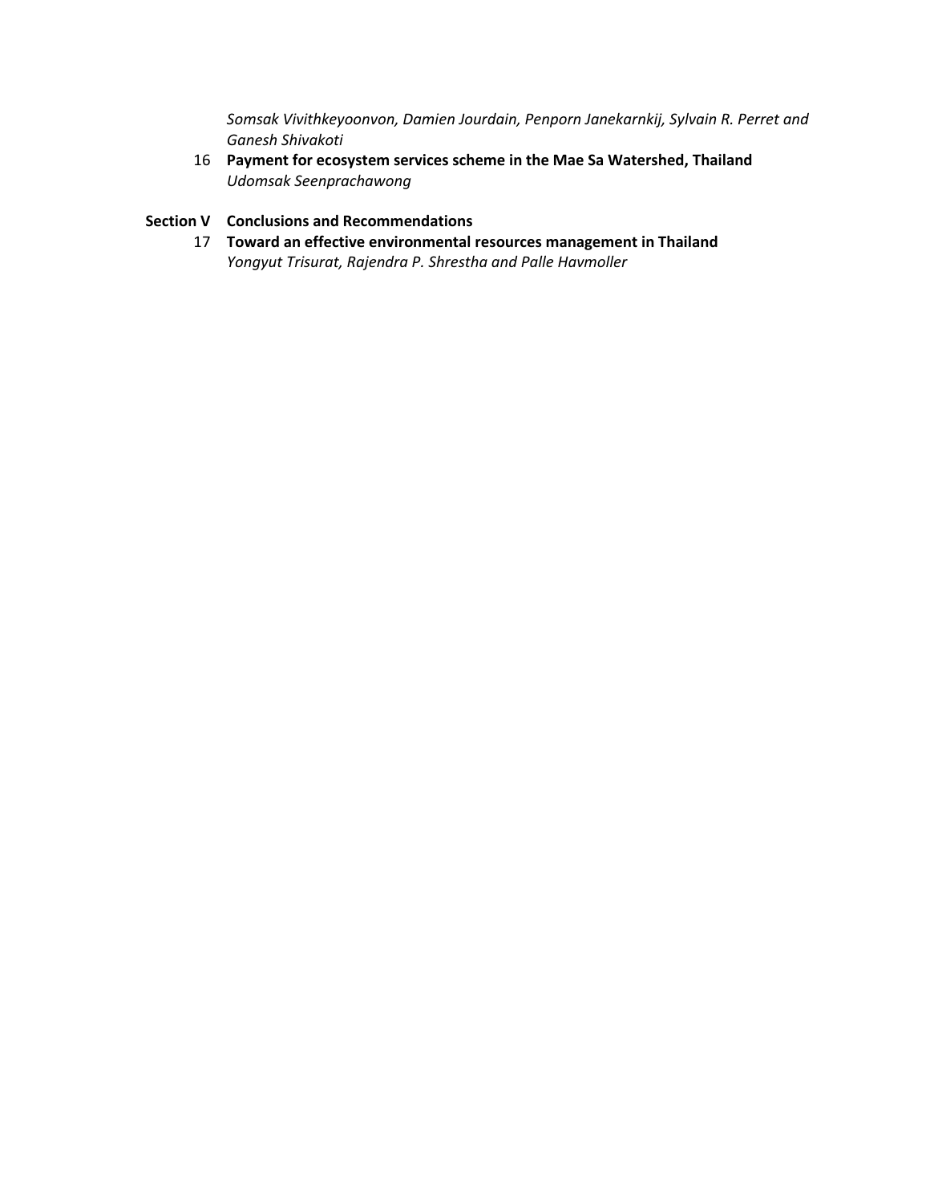*Somsak Vivithkeyoonvon, Damien Jourdain, Penporn Janekarnkij, Sylvain R. Perret and Ganesh Shivakoti*

16 **Payment for ecosystem services scheme in the Mae Sa Watershed, Thailand**
*Udomsak Seenprachawong*

**Section V Conclusions and Recommendations**

17 **Toward an effective environmental resources management in Thailand**
*Yongyut Trisurat, Rajendra P. Shrestha and Palle Havmoller*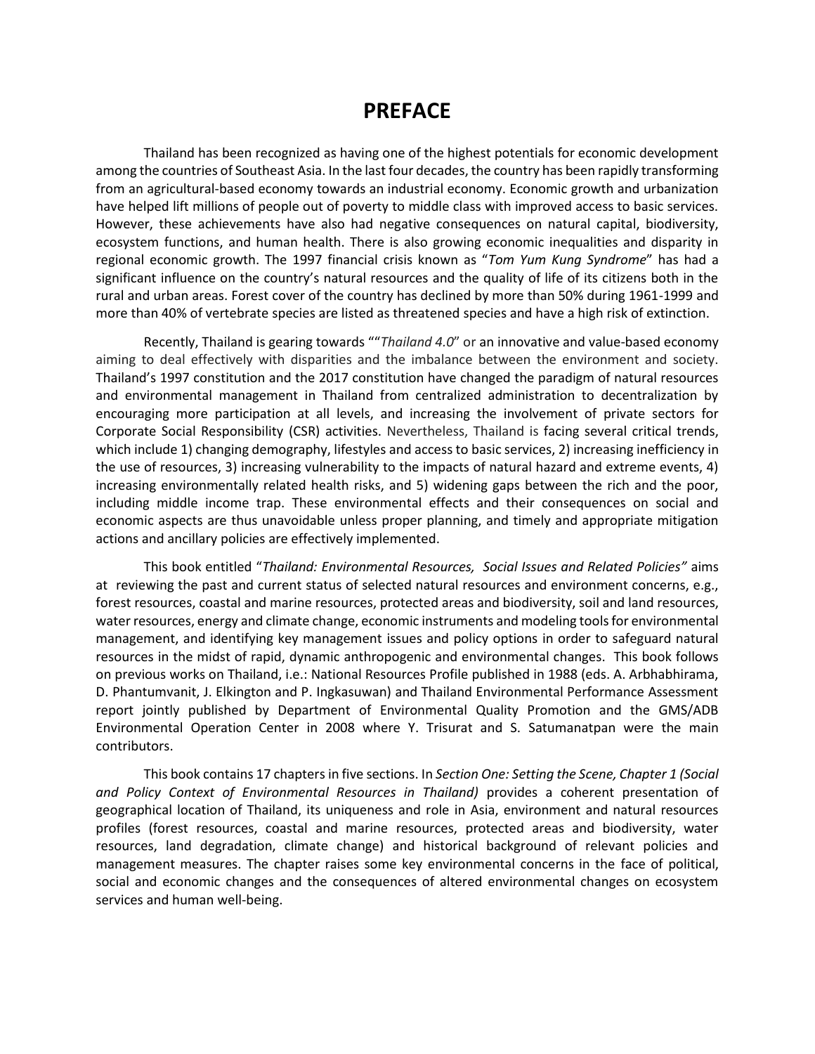# PREFACE

Thailand has been recognized as having one of the highest potentials for economic development among the countries of Southeast Asia. In the last four decades, the country has been rapidly transforming from an agricultural-based economy towards an industrial economy. Economic growth and urbanization have helped lift millions of people out of poverty to middle class with improved access to basic services. However, these achievements have also had negative consequences on natural capital, biodiversity, ecosystem functions, and human health. There is also growing economic inequalities and disparity in regional economic growth. The 1997 financial crisis known as "*Tom Yum Kung Syndrome*" has had a significant influence on the country's natural resources and the quality of life of its citizens both in the rural and urban areas. Forest cover of the country has declined by more than 50% during 1961-1999 and more than 40% of vertebrate species are listed as threatened species and have a high risk of extinction.

Recently, Thailand is gearing towards ""*Thailand 4.0*" or an innovative and value-based economy aiming to deal effectively with disparities and the imbalance between the environment and society. Thailand's 1997 constitution and the 2017 constitution have changed the paradigm of natural resources and environmental management in Thailand from centralized administration to decentralization by encouraging more participation at all levels, and increasing the involvement of private sectors for Corporate Social Responsibility (CSR) activities. Nevertheless, Thailand is facing several critical trends, which include 1) changing demography, lifestyles and access to basic services, 2) increasing inefficiency in the use of resources, 3) increasing vulnerability to the impacts of natural hazard and extreme events, 4) increasing environmentally related health risks, and 5) widening gaps between the rich and the poor, including middle income trap. These environmental effects and their consequences on social and economic aspects are thus unavoidable unless proper planning, and timely and appropriate mitigation actions and ancillary policies are effectively implemented.

This book entitled "*Thailand: Environmental Resources, Social Issues and Related Policies"* aims at reviewing the past and current status of selected natural resources and environment concerns, e.g., forest resources, coastal and marine resources, protected areas and biodiversity, soil and land resources, water resources, energy and climate change, economic instruments and modeling tools for environmental management, and identifying key management issues and policy options in order to safeguard natural resources in the midst of rapid, dynamic anthropogenic and environmental changes. This book follows on previous works on Thailand, i.e.: National Resources Profile published in 1988 (eds. A. Arbhabhirama, D. Phantumvanit, J. Elkington and P. Ingkasuwan) and Thailand Environmental Performance Assessment report jointly published by Department of Environmental Quality Promotion and the GMS/ADB Environmental Operation Center in 2008 where Y. Trisurat and S. Satumanatpan were the main contributors.

This book contains 17 chapters in five sections. In *Section One: Setting the Scene, Chapter 1 (Social and Policy Context of Environmental Resources in Thailand)* provides a coherent presentation of geographical location of Thailand, its uniqueness and role in Asia, environment and natural resources profiles (forest resources, coastal and marine resources, protected areas and biodiversity, water resources, land degradation, climate change) and historical background of relevant policies and management measures. The chapter raises some key environmental concerns in the face of political, social and economic changes and the consequences of altered environmental changes on ecosystem services and human well-being.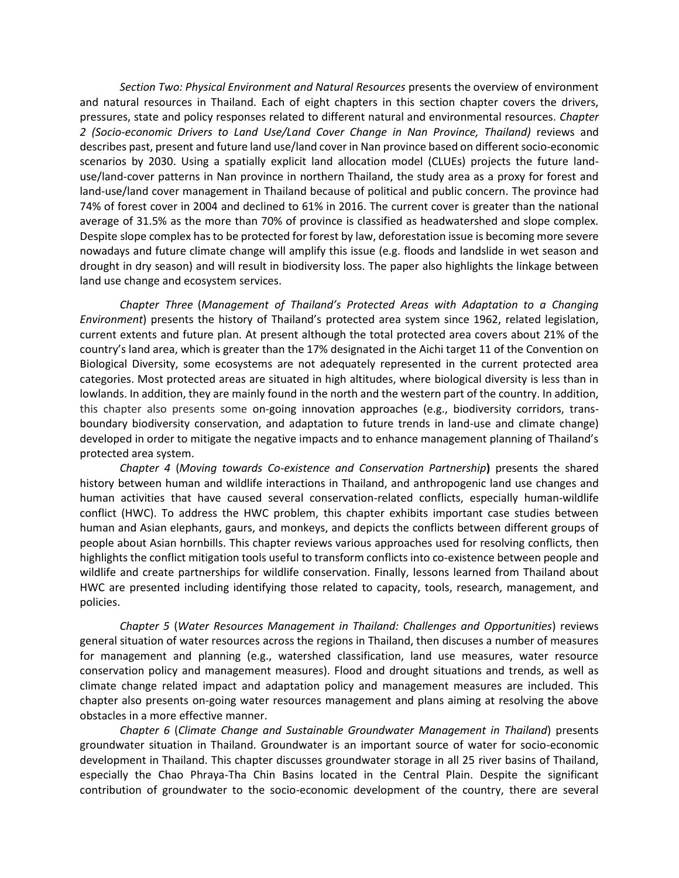*Section Two: Physical Environment and Natural Resources* presents the overview of environment and natural resources in Thailand. Each of eight chapters in this section chapter covers the drivers, pressures, state and policy responses related to different natural and environmental resources. *Chapter 2 (Socio-economic Drivers to Land Use/Land Cover Change in Nan Province, Thailand)* reviews and describes past, present and future land use/land cover in Nan province based on different socio-economic scenarios by 2030. Using a spatially explicit land allocation model (CLUEs) projects the future land-use/land-cover patterns in Nan province in northern Thailand, the study area as a proxy for forest and land-use/land cover management in Thailand because of political and public concern. The province had 74% of forest cover in 2004 and declined to 61% in 2016. The current cover is greater than the national average of 31.5% as the more than 70% of province is classified as headwatershed and slope complex. Despite slope complex has to be protected for forest by law, deforestation issue is becoming more severe nowadays and future climate change will amplify this issue (e.g. floods and landslide in wet season and drought in dry season) and will result in biodiversity loss. The paper also highlights the linkage between land use change and ecosystem services.

*Chapter Three* (*Management of Thailand's Protected Areas with Adaptation to a Changing Environment*) presents the history of Thailand's protected area system since 1962, related legislation, current extents and future plan. At present although the total protected area covers about 21% of the country's land area, which is greater than the 17% designated in the Aichi target 11 of the Convention on Biological Diversity, some ecosystems are not adequately represented in the current protected area categories. Most protected areas are situated in high altitudes, where biological diversity is less than in lowlands. In addition, they are mainly found in the north and the western part of the country. In addition, this chapter also presents some on-going innovation approaches (e.g., biodiversity corridors, trans-boundary biodiversity conservation, and adaptation to future trends in land-use and climate change) developed in order to mitigate the negative impacts and to enhance management planning of Thailand's protected area system.

*Chapter 4* (*Moving towards Co-existence and Conservation Partnership*) presents the shared history between human and wildlife interactions in Thailand, and anthropogenic land use changes and human activities that have caused several conservation-related conflicts, especially human-wildlife conflict (HWC). To address the HWC problem, this chapter exhibits important case studies between human and Asian elephants, gaurs, and monkeys, and depicts the conflicts between different groups of people about Asian hornbills. This chapter reviews various approaches used for resolving conflicts, then highlights the conflict mitigation tools useful to transform conflicts into co-existence between people and wildlife and create partnerships for wildlife conservation. Finally, lessons learned from Thailand about HWC are presented including identifying those related to capacity, tools, research, management, and policies.

*Chapter 5* (*Water Resources Management in Thailand: Challenges and Opportunities*) reviews general situation of water resources across the regions in Thailand, then discuses a number of measures for management and planning (e.g., watershed classification, land use measures, water resource conservation policy and management measures). Flood and drought situations and trends, as well as climate change related impact and adaptation policy and management measures are included. This chapter also presents on-going water resources management and plans aiming at resolving the above obstacles in a more effective manner.

*Chapter 6* (*Climate Change and Sustainable Groundwater Management in Thailand*) presents groundwater situation in Thailand. Groundwater is an important source of water for socio-economic development in Thailand. This chapter discusses groundwater storage in all 25 river basins of Thailand, especially the Chao Phraya-Tha Chin Basins located in the Central Plain. Despite the significant contribution of groundwater to the socio-economic development of the country, there are several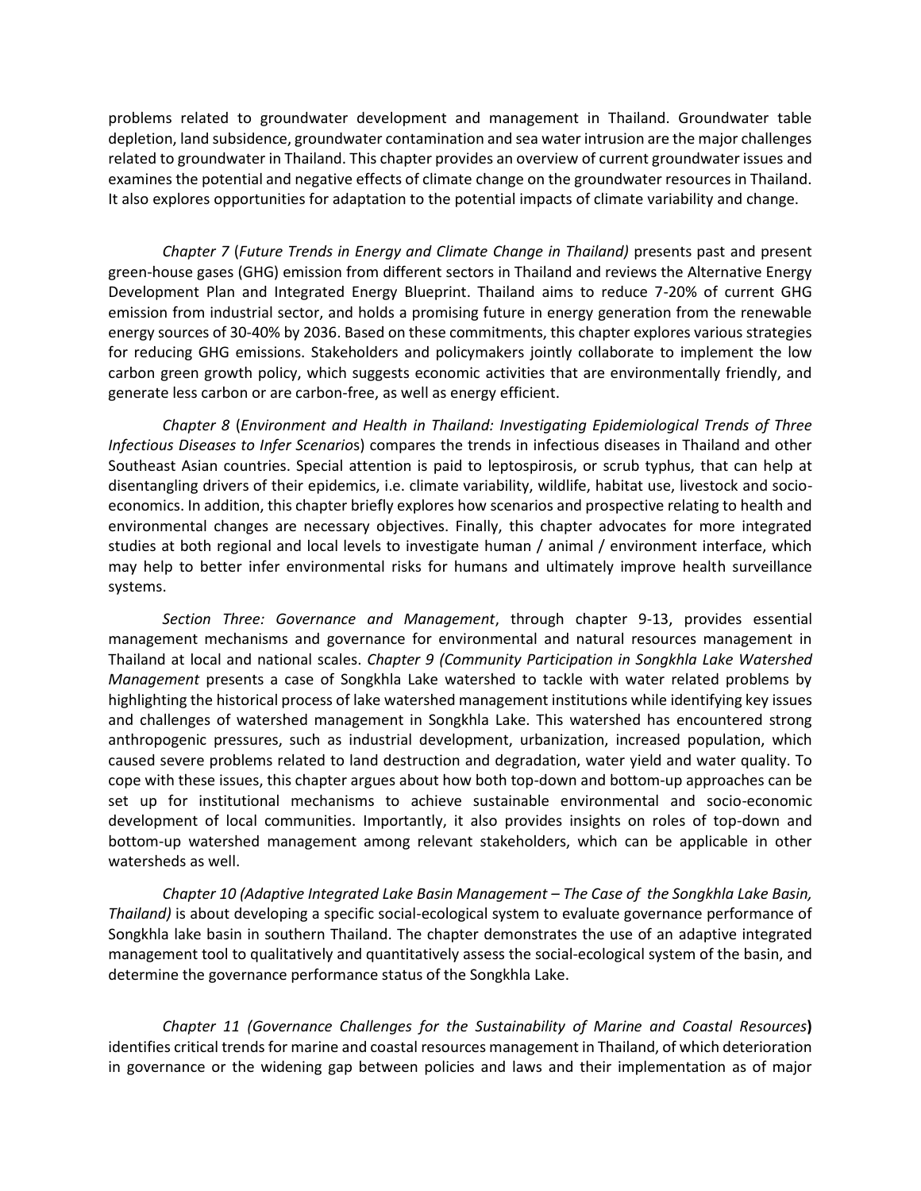problems related to groundwater development and management in Thailand. Groundwater table depletion, land subsidence, groundwater contamination and sea water intrusion are the major challenges related to groundwater in Thailand. This chapter provides an overview of current groundwater issues and examines the potential and negative effects of climate change on the groundwater resources in Thailand. It also explores opportunities for adaptation to the potential impacts of climate variability and change.

*Chapter 7* (*Future Trends in Energy and Climate Change in Thailand)* presents past and present green-house gases (GHG) emission from different sectors in Thailand and reviews the Alternative Energy Development Plan and Integrated Energy Blueprint. Thailand aims to reduce 7-20% of current GHG emission from industrial sector, and holds a promising future in energy generation from the renewable energy sources of 30-40% by 2036. Based on these commitments, this chapter explores various strategies for reducing GHG emissions. Stakeholders and policymakers jointly collaborate to implement the low carbon green growth policy, which suggests economic activities that are environmentally friendly, and generate less carbon or are carbon-free, as well as energy efficient.

*Chapter 8* (*Environment and Health in Thailand: Investigating Epidemiological Trends of Three Infectious Diseases to Infer Scenarios*) compares the trends in infectious diseases in Thailand and other Southeast Asian countries. Special attention is paid to leptospirosis, or scrub typhus, that can help at disentangling drivers of their epidemics, i.e. climate variability, wildlife, habitat use, livestock and socio-economics. In addition, this chapter briefly explores how scenarios and prospective relating to health and environmental changes are necessary objectives. Finally, this chapter advocates for more integrated studies at both regional and local levels to investigate human / animal / environment interface, which may help to better infer environmental risks for humans and ultimately improve health surveillance systems.

*Section Three: Governance and Management*, through chapter 9-13, provides essential management mechanisms and governance for environmental and natural resources management in Thailand at local and national scales. *Chapter 9 (Community Participation in Songkhla Lake Watershed Management* presents a case of Songkhla Lake watershed to tackle with water related problems by highlighting the historical process of lake watershed management institutions while identifying key issues and challenges of watershed management in Songkhla Lake. This watershed has encountered strong anthropogenic pressures, such as industrial development, urbanization, increased population, which caused severe problems related to land destruction and degradation, water yield and water quality. To cope with these issues, this chapter argues about how both top-down and bottom-up approaches can be set up for institutional mechanisms to achieve sustainable environmental and socio-economic development of local communities. Importantly, it also provides insights on roles of top-down and bottom-up watershed management among relevant stakeholders, which can be applicable in other watersheds as well.

*Chapter 10 (Adaptive Integrated Lake Basin Management – The Case of the Songkhla Lake Basin, Thailand)* is about developing a specific social-ecological system to evaluate governance performance of Songkhla lake basin in southern Thailand. The chapter demonstrates the use of an adaptive integrated management tool to qualitatively and quantitatively assess the social-ecological system of the basin, and determine the governance performance status of the Songkhla Lake.

*Chapter 11 (Governance Challenges for the Sustainability of Marine and Coastal Resources***)** identifies critical trends for marine and coastal resources management in Thailand, of which deterioration in governance or the widening gap between policies and laws and their implementation as of major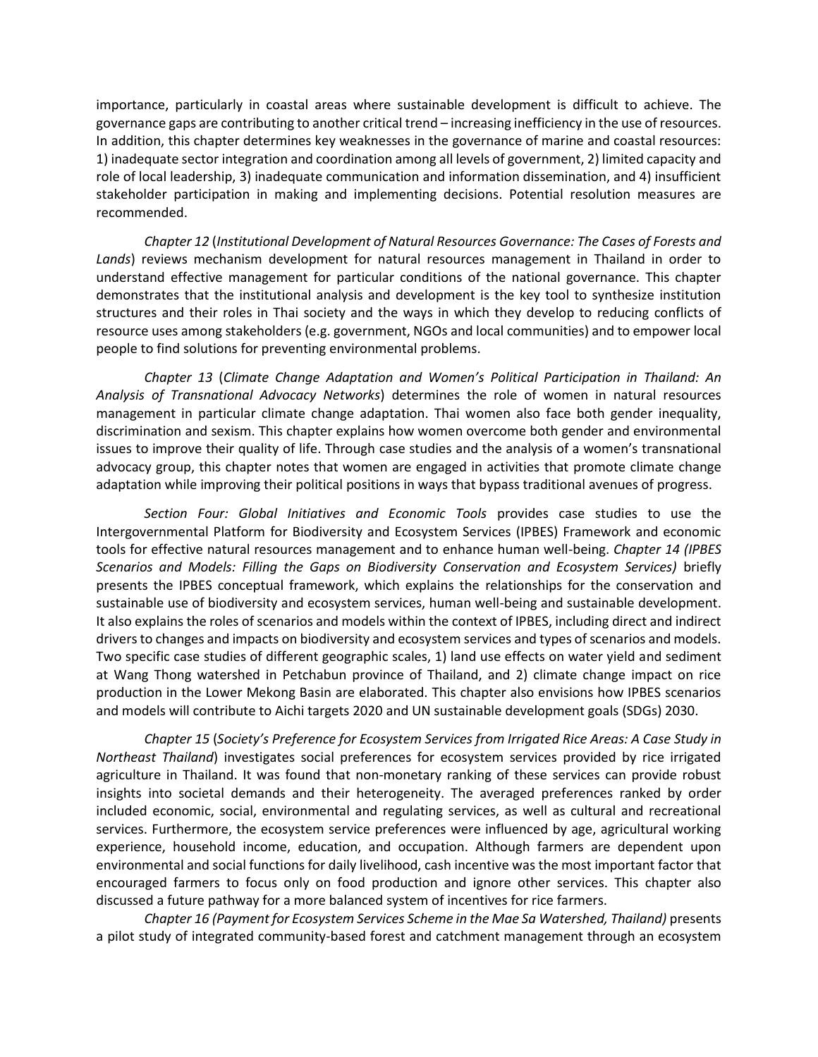importance, particularly in coastal areas where sustainable development is difficult to achieve. The governance gaps are contributing to another critical trend – increasing inefficiency in the use of resources. In addition, this chapter determines key weaknesses in the governance of marine and coastal resources: 1) inadequate sector integration and coordination among all levels of government, 2) limited capacity and role of local leadership, 3) inadequate communication and information dissemination, and 4) insufficient stakeholder participation in making and implementing decisions. Potential resolution measures are recommended.

*Chapter 12* (*Institutional Development of Natural Resources Governance: The Cases of Forests and Lands*) reviews mechanism development for natural resources management in Thailand in order to understand effective management for particular conditions of the national governance. This chapter demonstrates that the institutional analysis and development is the key tool to synthesize institution structures and their roles in Thai society and the ways in which they develop to reducing conflicts of resource uses among stakeholders (e.g. government, NGOs and local communities) and to empower local people to find solutions for preventing environmental problems.

*Chapter 13* (*Climate Change Adaptation and Women's Political Participation in Thailand: An Analysis of Transnational Advocacy Networks*) determines the role of women in natural resources management in particular climate change adaptation. Thai women also face both gender inequality, discrimination and sexism. This chapter explains how women overcome both gender and environmental issues to improve their quality of life. Through case studies and the analysis of a women's transnational advocacy group, this chapter notes that women are engaged in activities that promote climate change adaptation while improving their political positions in ways that bypass traditional avenues of progress.

*Section Four: Global Initiatives and Economic Tools* provides case studies to use the Intergovernmental Platform for Biodiversity and Ecosystem Services (IPBES) Framework and economic tools for effective natural resources management and to enhance human well-being. *Chapter 14 (IPBES Scenarios and Models: Filling the Gaps on Biodiversity Conservation and Ecosystem Services)* briefly presents the IPBES conceptual framework, which explains the relationships for the conservation and sustainable use of biodiversity and ecosystem services, human well-being and sustainable development. It also explains the roles of scenarios and models within the context of IPBES, including direct and indirect drivers to changes and impacts on biodiversity and ecosystem services and types of scenarios and models. Two specific case studies of different geographic scales, 1) land use effects on water yield and sediment at Wang Thong watershed in Petchabun province of Thailand, and 2) climate change impact on rice production in the Lower Mekong Basin are elaborated. This chapter also envisions how IPBES scenarios and models will contribute to Aichi targets 2020 and UN sustainable development goals (SDGs) 2030.

*Chapter 15* (*Society's Preference for Ecosystem Services from Irrigated Rice Areas: A Case Study in Northeast Thailand*) investigates social preferences for ecosystem services provided by rice irrigated agriculture in Thailand. It was found that non-monetary ranking of these services can provide robust insights into societal demands and their heterogeneity. The averaged preferences ranked by order included economic, social, environmental and regulating services, as well as cultural and recreational services. Furthermore, the ecosystem service preferences were influenced by age, agricultural working experience, household income, education, and occupation. Although farmers are dependent upon environmental and social functions for daily livelihood, cash incentive was the most important factor that encouraged farmers to focus only on food production and ignore other services. This chapter also discussed a future pathway for a more balanced system of incentives for rice farmers.

*Chapter 16 (Payment for Ecosystem Services Scheme in the Mae Sa Watershed, Thailand)* presents a pilot study of integrated community-based forest and catchment management through an ecosystem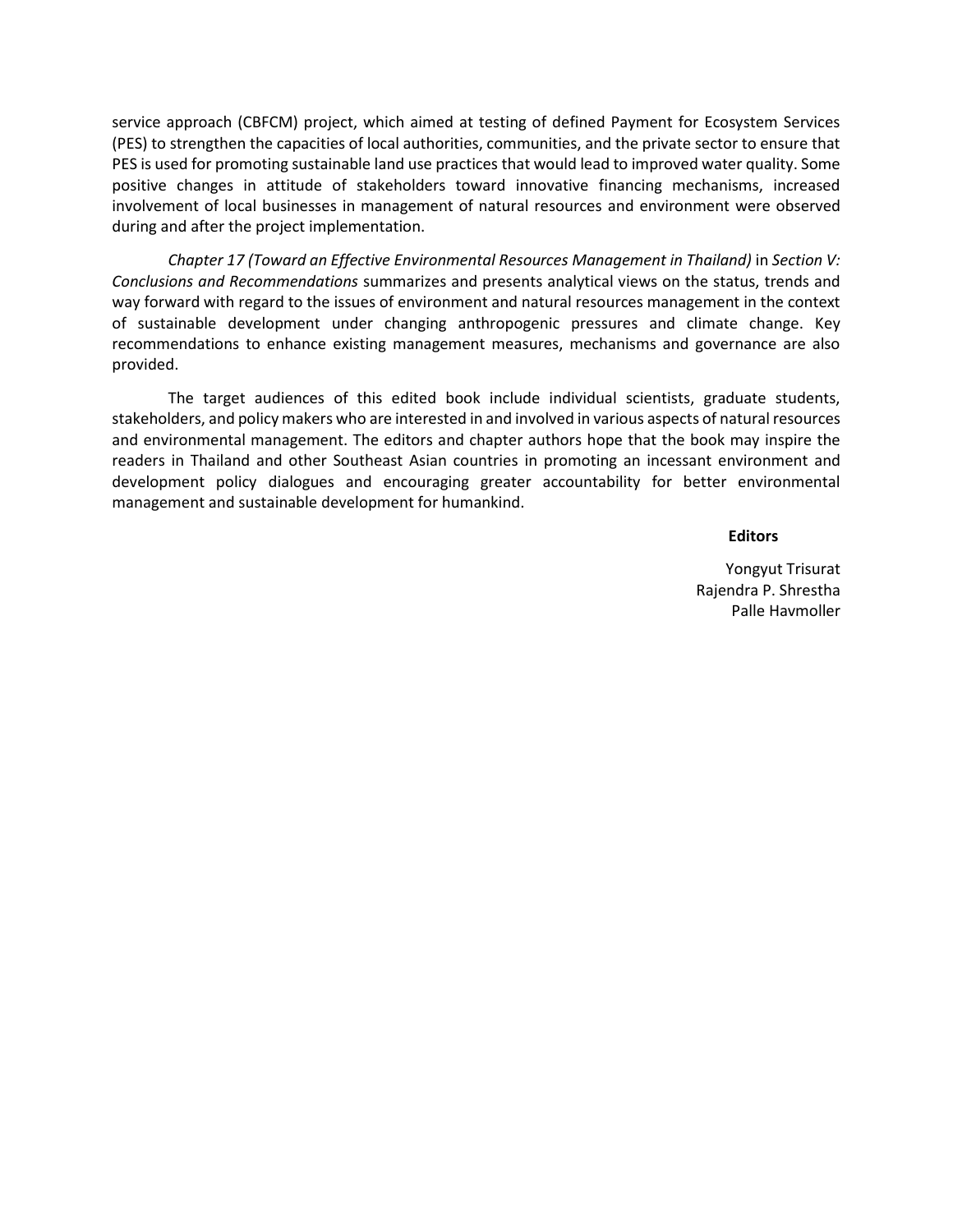service approach (CBFCM) project, which aimed at testing of defined Payment for Ecosystem Services (PES) to strengthen the capacities of local authorities, communities, and the private sector to ensure that PES is used for promoting sustainable land use practices that would lead to improved water quality. Some positive changes in attitude of stakeholders toward innovative financing mechanisms, increased involvement of local businesses in management of natural resources and environment were observed during and after the project implementation.

*Chapter 17 (Toward an Effective Environmental Resources Management in Thailand)* in *Section V: Conclusions and Recommendations* summarizes and presents analytical views on the status, trends and way forward with regard to the issues of environment and natural resources management in the context of sustainable development under changing anthropogenic pressures and climate change. Key recommendations to enhance existing management measures, mechanisms and governance are also provided.

The target audiences of this edited book include individual scientists, graduate students, stakeholders, and policy makers who are interested in and involved in various aspects of natural resources and environmental management. The editors and chapter authors hope that the book may inspire the readers in Thailand and other Southeast Asian countries in promoting an incessant environment and development policy dialogues and encouraging greater accountability for better environmental management and sustainable development for humankind.

**Editors**

Yongyut Trisurat
Rajendra P. Shrestha
Palle Havmoller